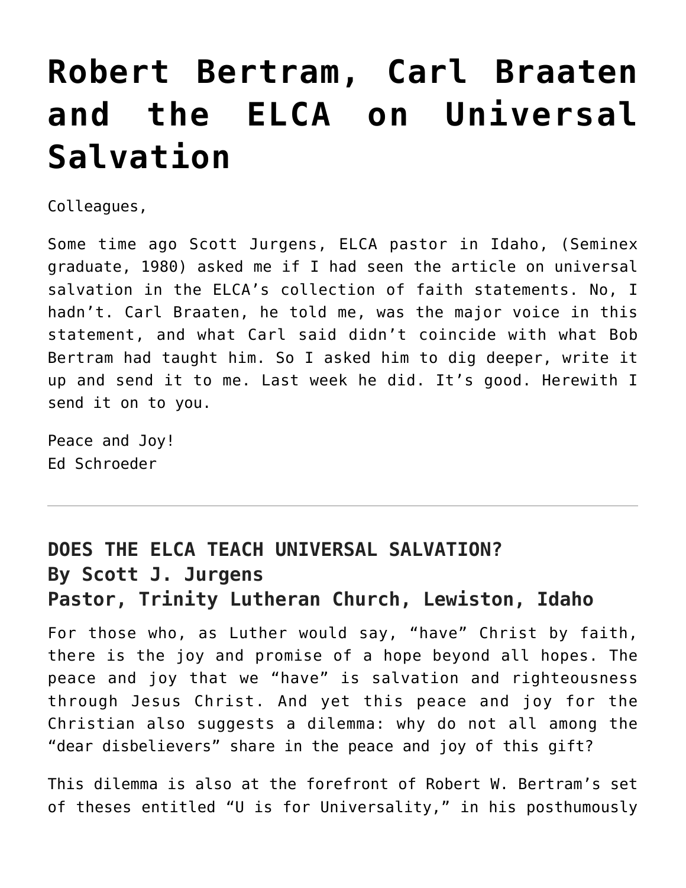# Robert Bertram, Carl Braaten and the ELCA on Universal Salvation

Colleagues,

Some time ago Scott Jurgens, ELCA pastor in Idaho, (Seminex graduate, 1980) asked me if I had seen the article on universal salvation in the ELCA's collection of faith statements. No, I hadn't. Carl Braaten, he told me, was the major voice in this statement, and what Carl said didn't coincide with what Bob Bertram had taught him. So I asked him to dig deeper, write it up and send it to me. Last week he did. It's good. Herewith I send it on to you.

Peace and Joy!
Ed Schroeder

---

### DOES THE ELCA TEACH UNIVERSAL SALVATION?
### By Scott J. Jurgens
### Pastor, Trinity Lutheran Church, Lewiston, Idaho

For those who, as Luther would say, "have" Christ by faith, there is the joy and promise of a hope beyond all hopes. The peace and joy that we "have" is salvation and righteousness through Jesus Christ. And yet this peace and joy for the Christian also suggests a dilemma: why do not all among the "dear disbelievers" share in the peace and joy of this gift?

This dilemma is also at the forefront of Robert W. Bertram's set of theses entitled "U is for Universality," in his posthumously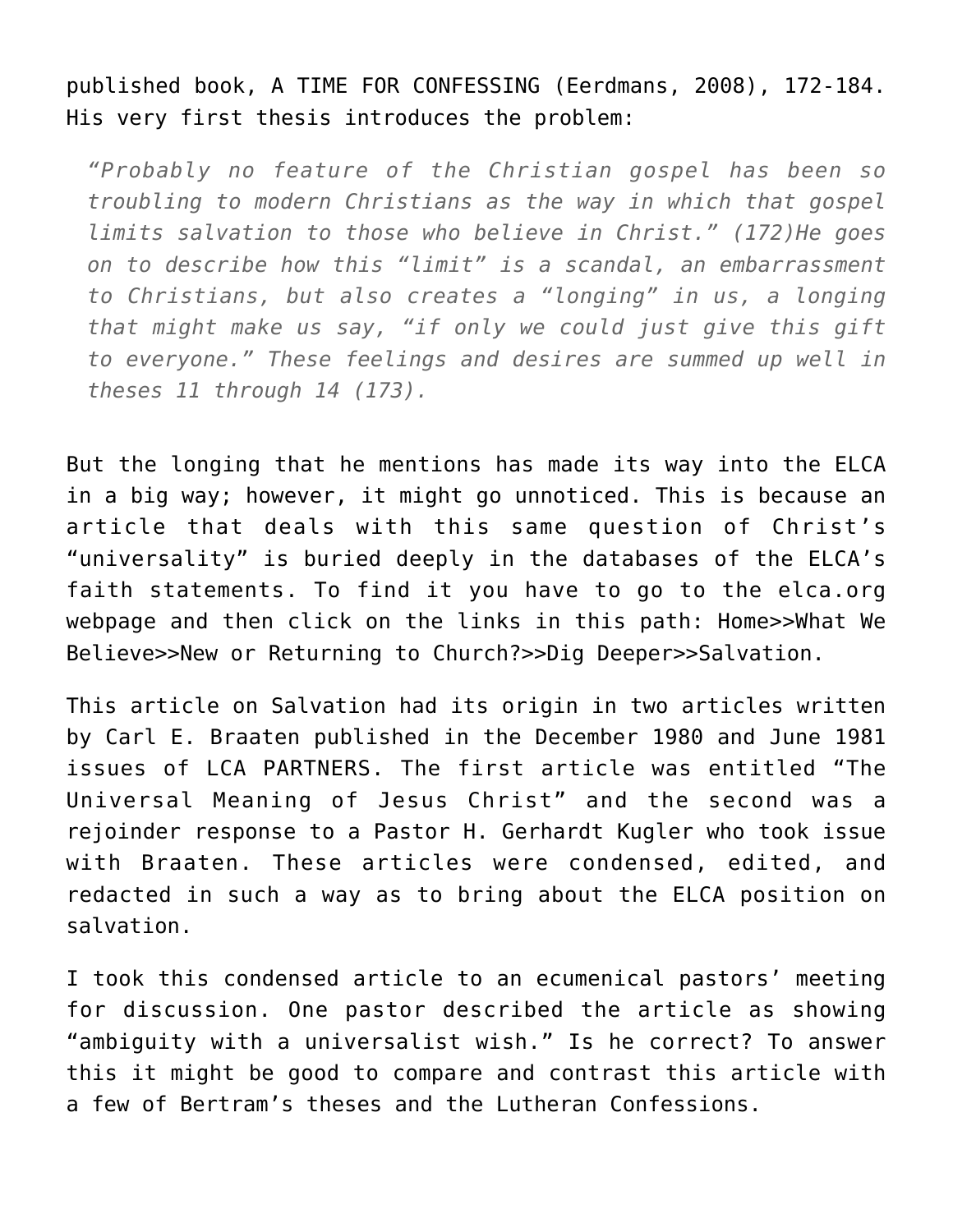published book, A TIME FOR CONFESSING (Eerdmans, 2008), 172-184. His very first thesis introduces the problem:

> *"Probably no feature of the Christian gospel has been so troubling to modern Christians as the way in which that gospel limits salvation to those who believe in Christ." (172)He goes on to describe how this "limit" is a scandal, an embarrassment to Christians, but also creates a "longing" in us, a longing that might make us say, "if only we could just give this gift to everyone." These feelings and desires are summed up well in theses 11 through 14 (173).*

But the longing that he mentions has made its way into the ELCA in a big way; however, it might go unnoticed. This is because an article that deals with this same question of Christ's "universality" is buried deeply in the databases of the ELCA's faith statements. To find it you have to go to the elca.org webpage and then click on the links in this path: Home>>What We Believe>>New or Returning to Church?>>Dig Deeper>>Salvation.

This article on Salvation had its origin in two articles written by Carl E. Braaten published in the December 1980 and June 1981 issues of LCA PARTNERS. The first article was entitled "The Universal Meaning of Jesus Christ" and the second was a rejoinder response to a Pastor H. Gerhardt Kugler who took issue with Braaten. These articles were condensed, edited, and redacted in such a way as to bring about the ELCA position on salvation.

I took this condensed article to an ecumenical pastors' meeting for discussion. One pastor described the article as showing "ambiguity with a universalist wish." Is he correct? To answer this it might be good to compare and contrast this article with a few of Bertram's theses and the Lutheran Confessions.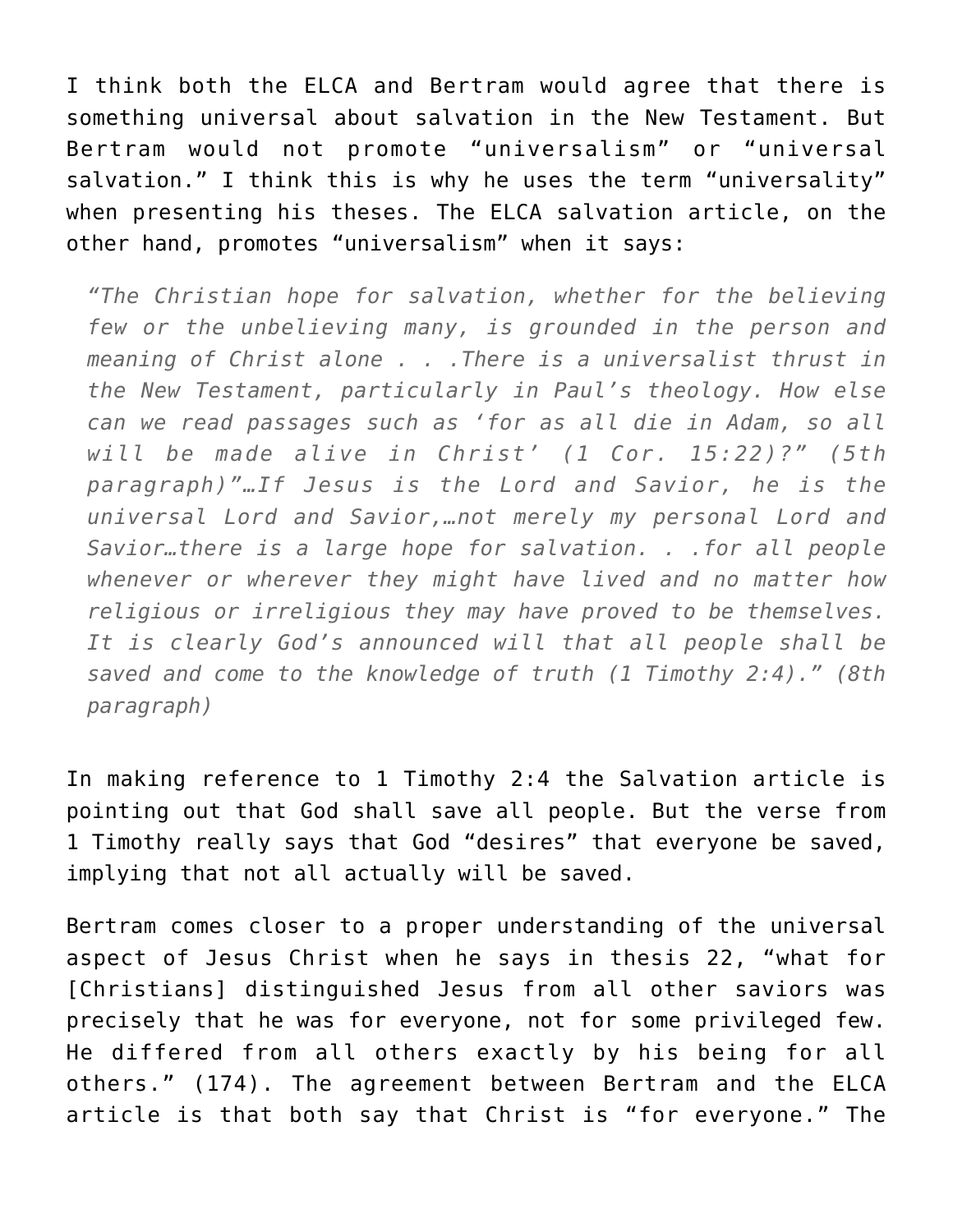I think both the ELCA and Bertram would agree that there is something universal about salvation in the New Testament. But Bertram would not promote "universalism" or "universal salvation." I think this is why he uses the term "universality" when presenting his theses. The ELCA salvation article, on the other hand, promotes "universalism" when it says:

> *"The Christian hope for salvation, whether for the believing few or the unbelieving many, is grounded in the person and meaning of Christ alone . . .There is a universalist thrust in the New Testament, particularly in Paul's theology. How else can we read passages such as 'for as all die in Adam, so all will be made alive in Christ' (1 Cor. 15:22)?" (5th paragraph)"…If Jesus is the Lord and Savior, he is the universal Lord and Savior,…not merely my personal Lord and Savior…there is a large hope for salvation. . .for all people whenever or wherever they might have lived and no matter how religious or irreligious they may have proved to be themselves. It is clearly God's announced will that all people shall be saved and come to the knowledge of truth (1 Timothy 2:4)." (8th paragraph)*

In making reference to 1 Timothy 2:4 the Salvation article is pointing out that God shall save all people. But the verse from 1 Timothy really says that God "desires" that everyone be saved, implying that not all actually will be saved.

Bertram comes closer to a proper understanding of the universal aspect of Jesus Christ when he says in thesis 22, "what for [Christians] distinguished Jesus from all other saviors was precisely that he was for everyone, not for some privileged few. He differed from all others exactly by his being for all others." (174). The agreement between Bertram and the ELCA article is that both say that Christ is "for everyone." The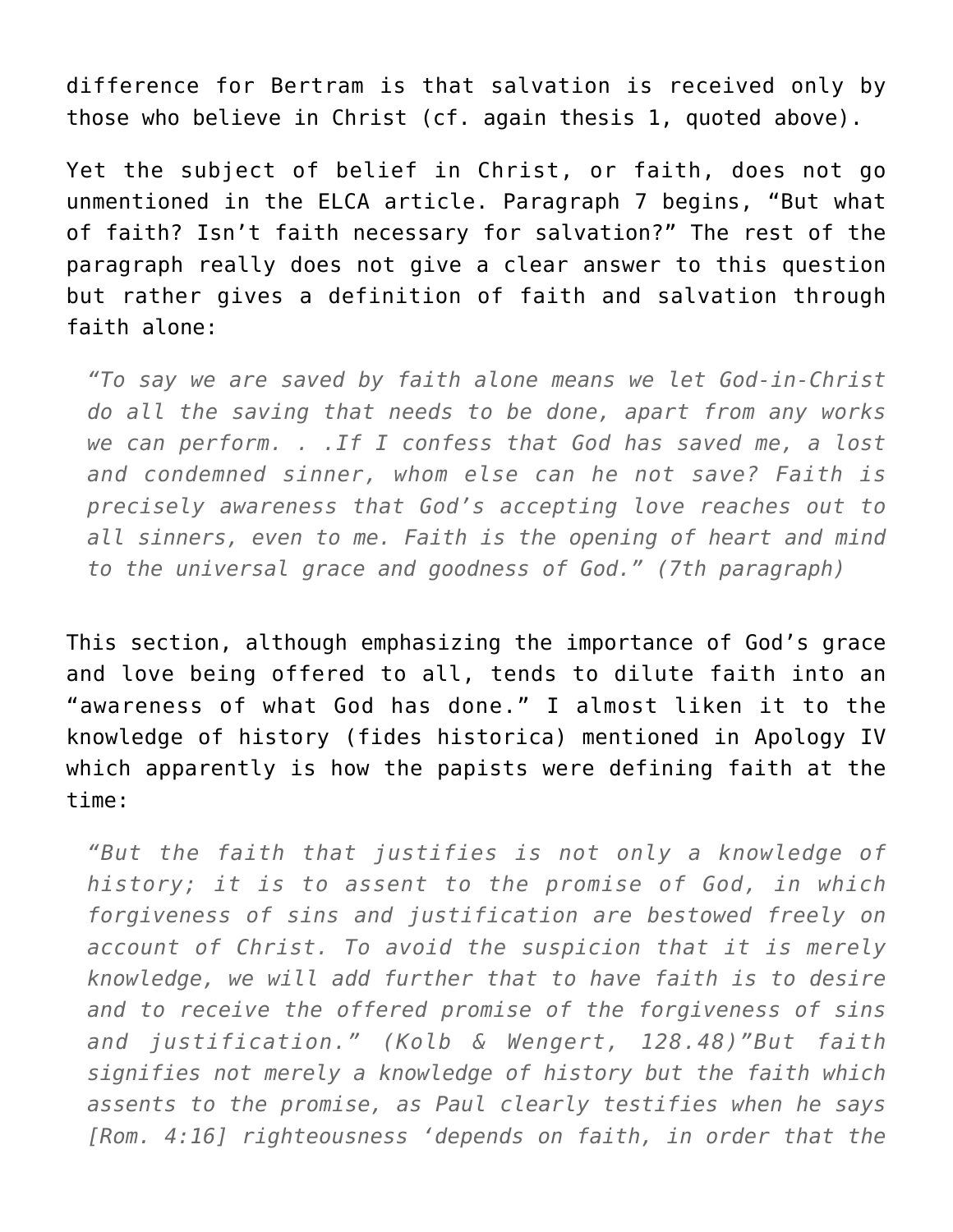difference for Bertram is that salvation is received only by those who believe in Christ (cf. again thesis 1, quoted above).

Yet the subject of belief in Christ, or faith, does not go unmentioned in the ELCA article. Paragraph 7 begins, "But what of faith? Isn't faith necessary for salvation?" The rest of the paragraph really does not give a clear answer to this question but rather gives a definition of faith and salvation through faith alone:

> *"To say we are saved by faith alone means we let God-in-Christ do all the saving that needs to be done, apart from any works we can perform. . .If I confess that God has saved me, a lost and condemned sinner, whom else can he not save? Faith is precisely awareness that God's accepting love reaches out to all sinners, even to me. Faith is the opening of heart and mind to the universal grace and goodness of God." (7th paragraph)*

This section, although emphasizing the importance of God's grace and love being offered to all, tends to dilute faith into an "awareness of what God has done." I almost liken it to the knowledge of history (fides historica) mentioned in Apology IV which apparently is how the papists were defining faith at the time:

> *"But the faith that justifies is not only a knowledge of history; it is to assent to the promise of God, in which forgiveness of sins and justification are bestowed freely on account of Christ. To avoid the suspicion that it is merely knowledge, we will add further that to have faith is to desire and to receive the offered promise of the forgiveness of sins and justification." (Kolb & Wengert, 128.48)"But faith signifies not merely a knowledge of history but the faith which assents to the promise, as Paul clearly testifies when he says [Rom. 4:16] righteousness 'depends on faith, in order that the*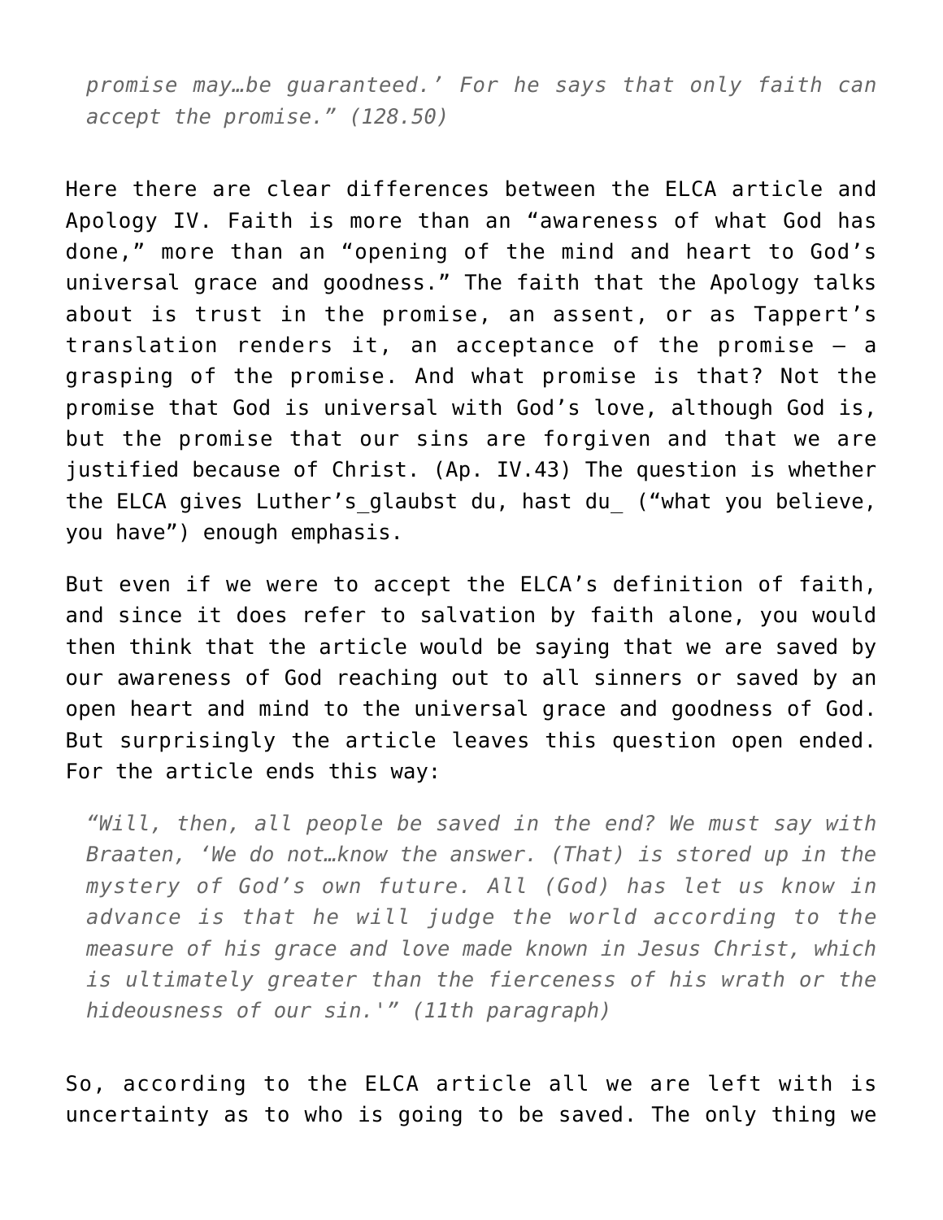> *promise may…be guaranteed.' For he says that only faith can accept the promise." (128.50)*

Here there are clear differences between the ELCA article and Apology IV. Faith is more than an "awareness of what God has done," more than an "opening of the mind and heart to God's universal grace and goodness." The faith that the Apology talks about is trust in the promise, an assent, or as Tappert's translation renders it, an acceptance of the promise – a grasping of the promise. And what promise is that? Not the promise that God is universal with God's love, although God is, but the promise that our sins are forgiven and that we are justified because of Christ. (Ap. IV.43) The question is whether the ELCA gives Luther's_glaubst du, hast du_ ("what you believe, you have") enough emphasis.

But even if we were to accept the ELCA's definition of faith, and since it does refer to salvation by faith alone, you would then think that the article would be saying that we are saved by our awareness of God reaching out to all sinners or saved by an open heart and mind to the universal grace and goodness of God. But surprisingly the article leaves this question open ended. For the article ends this way:

> *"Will, then, all people be saved in the end? We must say with Braaten, 'We do not…know the answer. (That) is stored up in the mystery of God's own future. All (God) has let us know in advance is that he will judge the world according to the measure of his grace and love made known in Jesus Christ, which is ultimately greater than the fierceness of his wrath or the hideousness of our sin.'" (11th paragraph)*

So, according to the ELCA article all we are left with is uncertainty as to who is going to be saved. The only thing we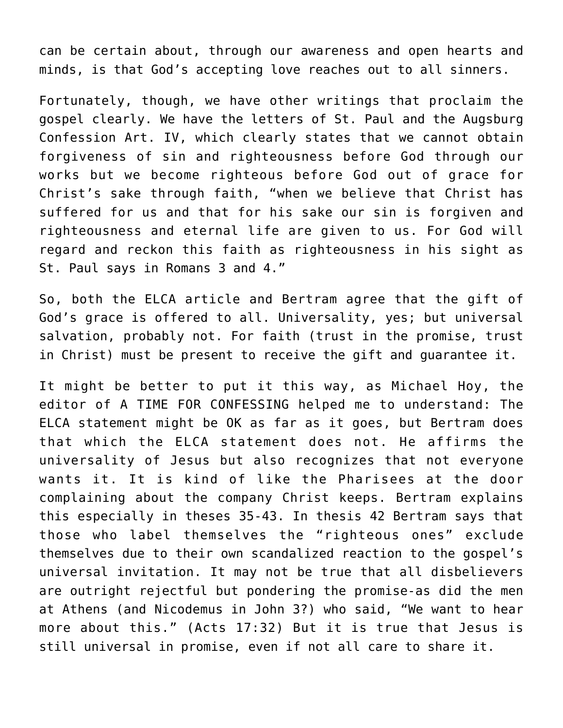can be certain about, through our awareness and open hearts and minds, is that God's accepting love reaches out to all sinners.

Fortunately, though, we have other writings that proclaim the gospel clearly. We have the letters of St. Paul and the Augsburg Confession Art. IV, which clearly states that we cannot obtain forgiveness of sin and righteousness before God through our works but we become righteous before God out of grace for Christ's sake through faith, "when we believe that Christ has suffered for us and that for his sake our sin is forgiven and righteousness and eternal life are given to us. For God will regard and reckon this faith as righteousness in his sight as St. Paul says in Romans 3 and 4."

So, both the ELCA article and Bertram agree that the gift of God's grace is offered to all. Universality, yes; but universal salvation, probably not. For faith (trust in the promise, trust in Christ) must be present to receive the gift and guarantee it.

It might be better to put it this way, as Michael Hoy, the editor of A TIME FOR CONFESSING helped me to understand: The ELCA statement might be OK as far as it goes, but Bertram does that which the ELCA statement does not. He affirms the universality of Jesus but also recognizes that not everyone wants it. It is kind of like the Pharisees at the door complaining about the company Christ keeps. Bertram explains this especially in theses 35-43. In thesis 42 Bertram says that those who label themselves the "righteous ones" exclude themselves due to their own scandalized reaction to the gospel's universal invitation. It may not be true that all disbelievers are outright rejectful but pondering the promise-as did the men at Athens (and Nicodemus in John 3?) who said, "We want to hear more about this." (Acts 17:32) But it is true that Jesus is still universal in promise, even if not all care to share it.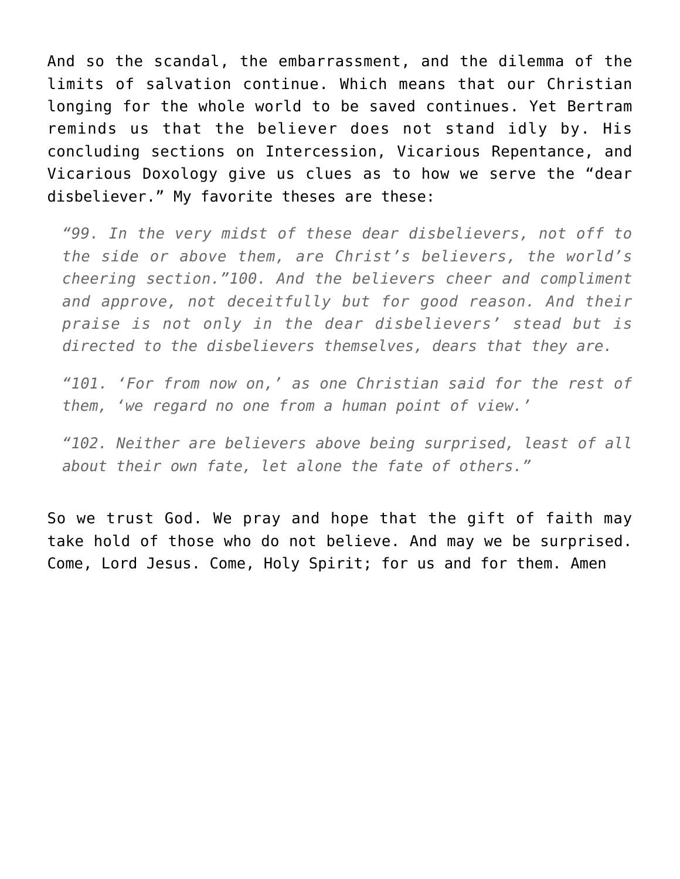And so the scandal, the embarrassment, and the dilemma of the limits of salvation continue. Which means that our Christian longing for the whole world to be saved continues. Yet Bertram reminds us that the believer does not stand idly by. His concluding sections on Intercession, Vicarious Repentance, and Vicarious Doxology give us clues as to how we serve the "dear disbeliever." My favorite theses are these:

> *"99. In the very midst of these dear disbelievers, not off to the side or above them, are Christ's believers, the world's cheering section."100. And the believers cheer and compliment and approve, not deceitfully but for good reason. And their praise is not only in the dear disbelievers' stead but is directed to the disbelievers themselves, dears that they are.*
>
> *"101. 'For from now on,' as one Christian said for the rest of them, 'we regard no one from a human point of view.'*
>
> *"102. Neither are believers above being surprised, least of all about their own fate, let alone the fate of others."*

So we trust God. We pray and hope that the gift of faith may take hold of those who do not believe. And may we be surprised. Come, Lord Jesus. Come, Holy Spirit; for us and for them. Amen